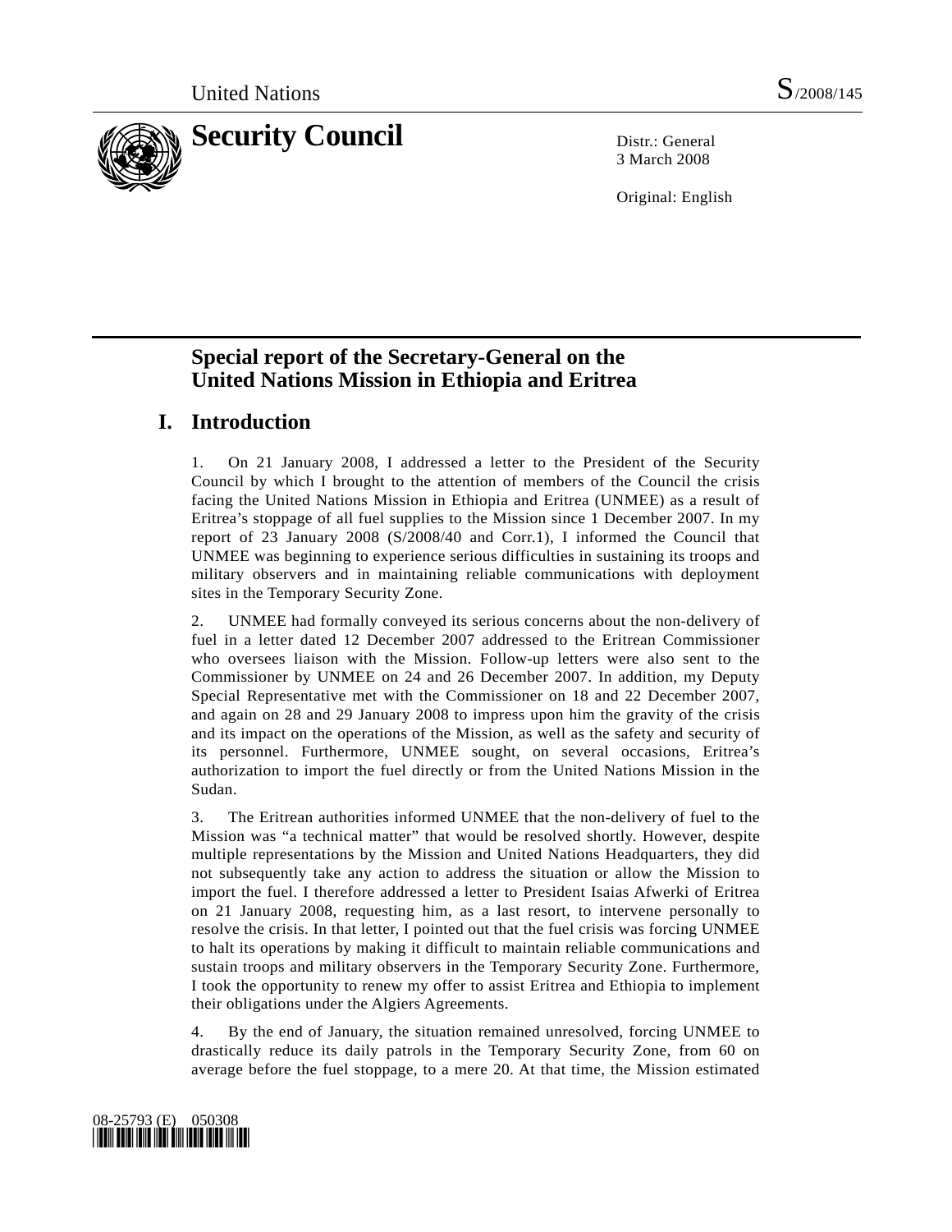United Nations S/2008/145

# Security Council

Distr.: General
3 March 2008

Original: English

## Special report of the Secretary-General on the United Nations Mission in Ethiopia and Eritrea

## I. Introduction

1. On 21 January 2008, I addressed a letter to the President of the Security Council by which I brought to the attention of members of the Council the crisis facing the United Nations Mission in Ethiopia and Eritrea (UNMEE) as a result of Eritrea's stoppage of all fuel supplies to the Mission since 1 December 2007. In my report of 23 January 2008 (S/2008/40 and Corr.1), I informed the Council that UNMEE was beginning to experience serious difficulties in sustaining its troops and military observers and in maintaining reliable communications with deployment sites in the Temporary Security Zone.

2. UNMEE had formally conveyed its serious concerns about the non-delivery of fuel in a letter dated 12 December 2007 addressed to the Eritrean Commissioner who oversees liaison with the Mission. Follow-up letters were also sent to the Commissioner by UNMEE on 24 and 26 December 2007. In addition, my Deputy Special Representative met with the Commissioner on 18 and 22 December 2007, and again on 28 and 29 January 2008 to impress upon him the gravity of the crisis and its impact on the operations of the Mission, as well as the safety and security of its personnel. Furthermore, UNMEE sought, on several occasions, Eritrea's authorization to import the fuel directly or from the United Nations Mission in the Sudan.

3. The Eritrean authorities informed UNMEE that the non-delivery of fuel to the Mission was "a technical matter" that would be resolved shortly. However, despite multiple representations by the Mission and United Nations Headquarters, they did not subsequently take any action to address the situation or allow the Mission to import the fuel. I therefore addressed a letter to President Isaias Afwerki of Eritrea on 21 January 2008, requesting him, as a last resort, to intervene personally to resolve the crisis. In that letter, I pointed out that the fuel crisis was forcing UNMEE to halt its operations by making it difficult to maintain reliable communications and sustain troops and military observers in the Temporary Security Zone. Furthermore, I took the opportunity to renew my offer to assist Eritrea and Ethiopia to implement their obligations under the Algiers Agreements.

4. By the end of January, the situation remained unresolved, forcing UNMEE to drastically reduce its daily patrols in the Temporary Security Zone, from 60 on average before the fuel stoppage, to a mere 20. At that time, the Mission estimated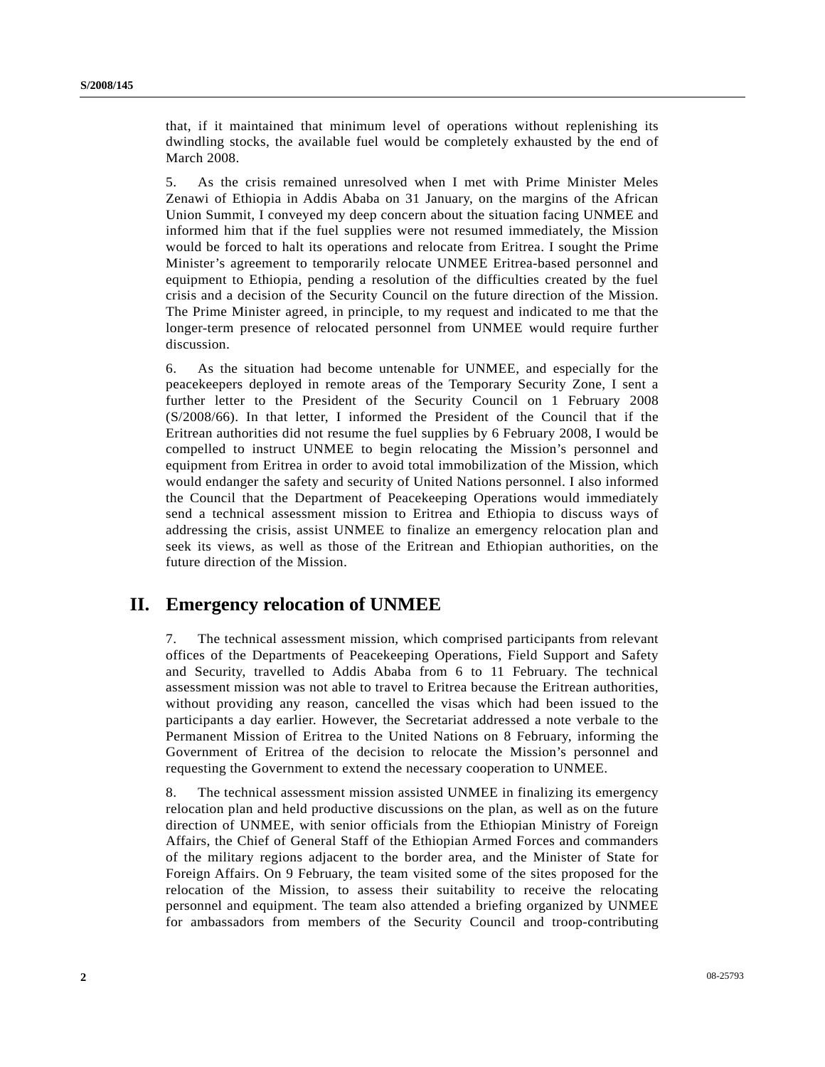that, if it maintained that minimum level of operations without replenishing its dwindling stocks, the available fuel would be completely exhausted by the end of March 2008.

5. As the crisis remained unresolved when I met with Prime Minister Meles Zenawi of Ethiopia in Addis Ababa on 31 January, on the margins of the African Union Summit, I conveyed my deep concern about the situation facing UNMEE and informed him that if the fuel supplies were not resumed immediately, the Mission would be forced to halt its operations and relocate from Eritrea. I sought the Prime Minister's agreement to temporarily relocate UNMEE Eritrea-based personnel and equipment to Ethiopia, pending a resolution of the difficulties created by the fuel crisis and a decision of the Security Council on the future direction of the Mission. The Prime Minister agreed, in principle, to my request and indicated to me that the longer-term presence of relocated personnel from UNMEE would require further discussion.

6. As the situation had become untenable for UNMEE, and especially for the peacekeepers deployed in remote areas of the Temporary Security Zone, I sent a further letter to the President of the Security Council on 1 February 2008 (S/2008/66). In that letter, I informed the President of the Council that if the Eritrean authorities did not resume the fuel supplies by 6 February 2008, I would be compelled to instruct UNMEE to begin relocating the Mission's personnel and equipment from Eritrea in order to avoid total immobilization of the Mission, which would endanger the safety and security of United Nations personnel. I also informed the Council that the Department of Peacekeeping Operations would immediately send a technical assessment mission to Eritrea and Ethiopia to discuss ways of addressing the crisis, assist UNMEE to finalize an emergency relocation plan and seek its views, as well as those of the Eritrean and Ethiopian authorities, on the future direction of the Mission.

## II. Emergency relocation of UNMEE

7. The technical assessment mission, which comprised participants from relevant offices of the Departments of Peacekeeping Operations, Field Support and Safety and Security, travelled to Addis Ababa from 6 to 11 February. The technical assessment mission was not able to travel to Eritrea because the Eritrean authorities, without providing any reason, cancelled the visas which had been issued to the participants a day earlier. However, the Secretariat addressed a note verbale to the Permanent Mission of Eritrea to the United Nations on 8 February, informing the Government of Eritrea of the decision to relocate the Mission's personnel and requesting the Government to extend the necessary cooperation to UNMEE.

8. The technical assessment mission assisted UNMEE in finalizing its emergency relocation plan and held productive discussions on the plan, as well as on the future direction of UNMEE, with senior officials from the Ethiopian Ministry of Foreign Affairs, the Chief of General Staff of the Ethiopian Armed Forces and commanders of the military regions adjacent to the border area, and the Minister of State for Foreign Affairs. On 9 February, the team visited some of the sites proposed for the relocation of the Mission, to assess their suitability to receive the relocating personnel and equipment. The team also attended a briefing organized by UNMEE for ambassadors from members of the Security Council and troop-contributing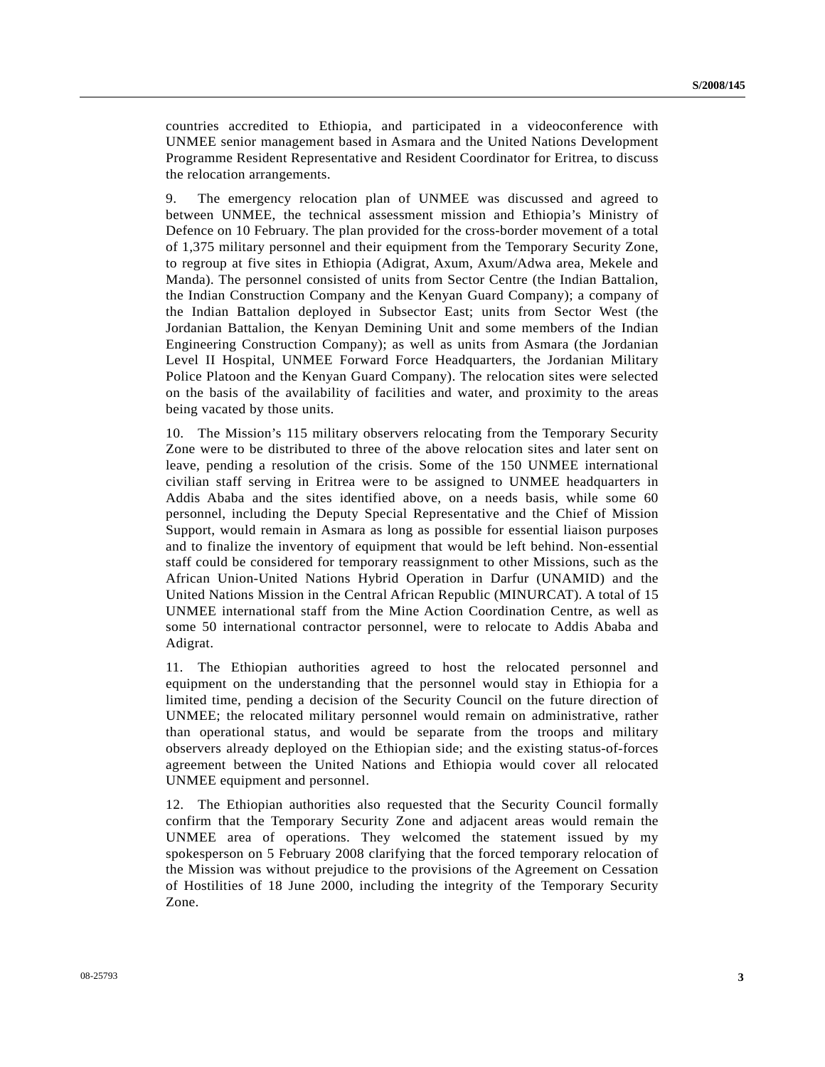countries accredited to Ethiopia, and participated in a videoconference with UNMEE senior management based in Asmara and the United Nations Development Programme Resident Representative and Resident Coordinator for Eritrea, to discuss the relocation arrangements.

9. The emergency relocation plan of UNMEE was discussed and agreed to between UNMEE, the technical assessment mission and Ethiopia's Ministry of Defence on 10 February. The plan provided for the cross-border movement of a total of 1,375 military personnel and their equipment from the Temporary Security Zone, to regroup at five sites in Ethiopia (Adigrat, Axum, Axum/Adwa area, Mekele and Manda). The personnel consisted of units from Sector Centre (the Indian Battalion, the Indian Construction Company and the Kenyan Guard Company); a company of the Indian Battalion deployed in Subsector East; units from Sector West (the Jordanian Battalion, the Kenyan Demining Unit and some members of the Indian Engineering Construction Company); as well as units from Asmara (the Jordanian Level II Hospital, UNMEE Forward Force Headquarters, the Jordanian Military Police Platoon and the Kenyan Guard Company). The relocation sites were selected on the basis of the availability of facilities and water, and proximity to the areas being vacated by those units.

10. The Mission's 115 military observers relocating from the Temporary Security Zone were to be distributed to three of the above relocation sites and later sent on leave, pending a resolution of the crisis. Some of the 150 UNMEE international civilian staff serving in Eritrea were to be assigned to UNMEE headquarters in Addis Ababa and the sites identified above, on a needs basis, while some 60 personnel, including the Deputy Special Representative and the Chief of Mission Support, would remain in Asmara as long as possible for essential liaison purposes and to finalize the inventory of equipment that would be left behind. Non-essential staff could be considered for temporary reassignment to other Missions, such as the African Union-United Nations Hybrid Operation in Darfur (UNAMID) and the United Nations Mission in the Central African Republic (MINURCAT). A total of 15 UNMEE international staff from the Mine Action Coordination Centre, as well as some 50 international contractor personnel, were to relocate to Addis Ababa and Adigrat.

11. The Ethiopian authorities agreed to host the relocated personnel and equipment on the understanding that the personnel would stay in Ethiopia for a limited time, pending a decision of the Security Council on the future direction of UNMEE; the relocated military personnel would remain on administrative, rather than operational status, and would be separate from the troops and military observers already deployed on the Ethiopian side; and the existing status-of-forces agreement between the United Nations and Ethiopia would cover all relocated UNMEE equipment and personnel.

12. The Ethiopian authorities also requested that the Security Council formally confirm that the Temporary Security Zone and adjacent areas would remain the UNMEE area of operations. They welcomed the statement issued by my spokesperson on 5 February 2008 clarifying that the forced temporary relocation of the Mission was without prejudice to the provisions of the Agreement on Cessation of Hostilities of 18 June 2000, including the integrity of the Temporary Security Zone.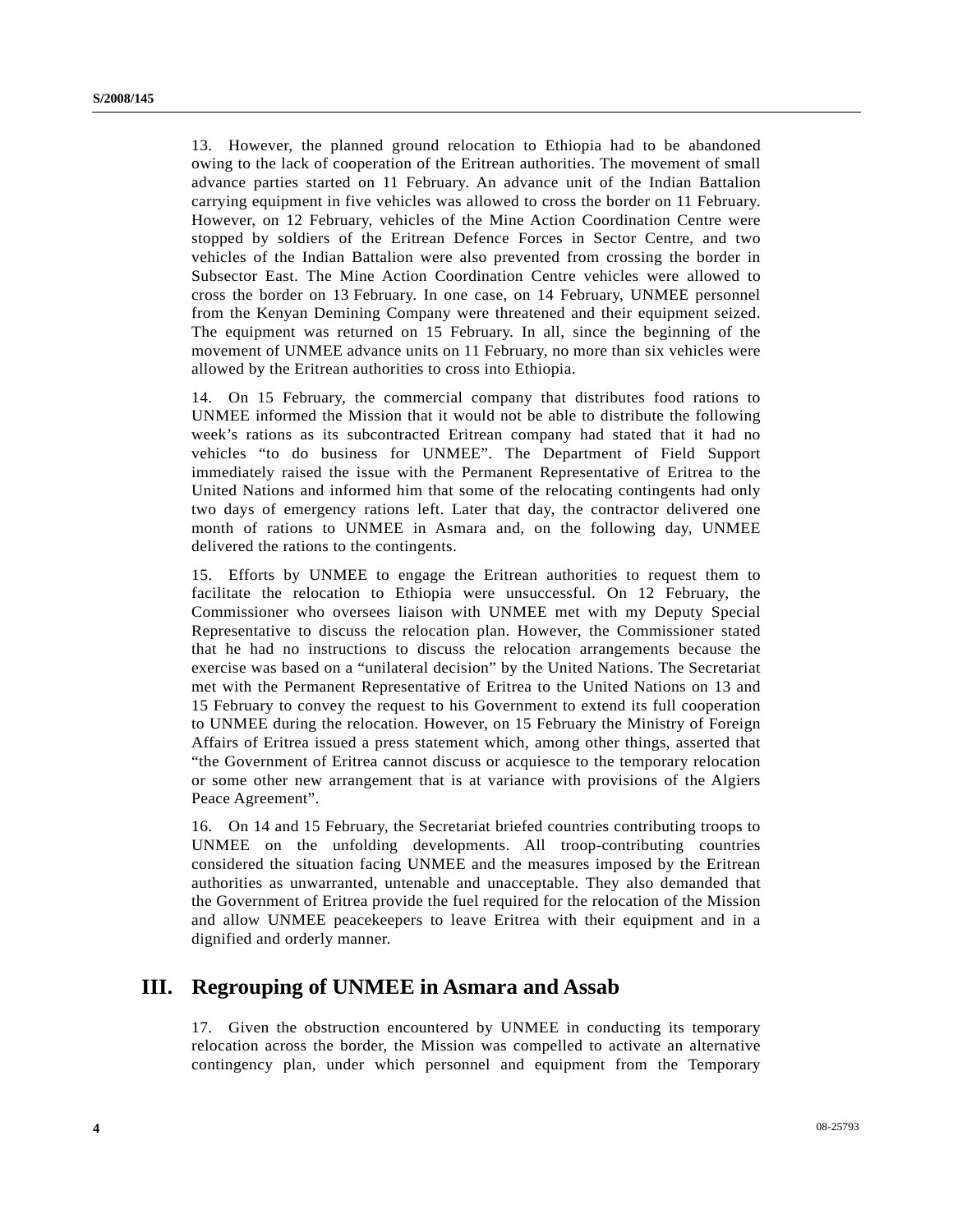13. However, the planned ground relocation to Ethiopia had to be abandoned owing to the lack of cooperation of the Eritrean authorities. The movement of small advance parties started on 11 February. An advance unit of the Indian Battalion carrying equipment in five vehicles was allowed to cross the border on 11 February. However, on 12 February, vehicles of the Mine Action Coordination Centre were stopped by soldiers of the Eritrean Defence Forces in Sector Centre, and two vehicles of the Indian Battalion were also prevented from crossing the border in Subsector East. The Mine Action Coordination Centre vehicles were allowed to cross the border on 13 February. In one case, on 14 February, UNMEE personnel from the Kenyan Demining Company were threatened and their equipment seized. The equipment was returned on 15 February. In all, since the beginning of the movement of UNMEE advance units on 11 February, no more than six vehicles were allowed by the Eritrean authorities to cross into Ethiopia.

14. On 15 February, the commercial company that distributes food rations to UNMEE informed the Mission that it would not be able to distribute the following week's rations as its subcontracted Eritrean company had stated that it had no vehicles "to do business for UNMEE". The Department of Field Support immediately raised the issue with the Permanent Representative of Eritrea to the United Nations and informed him that some of the relocating contingents had only two days of emergency rations left. Later that day, the contractor delivered one month of rations to UNMEE in Asmara and, on the following day, UNMEE delivered the rations to the contingents.

15. Efforts by UNMEE to engage the Eritrean authorities to request them to facilitate the relocation to Ethiopia were unsuccessful. On 12 February, the Commissioner who oversees liaison with UNMEE met with my Deputy Special Representative to discuss the relocation plan. However, the Commissioner stated that he had no instructions to discuss the relocation arrangements because the exercise was based on a "unilateral decision" by the United Nations. The Secretariat met with the Permanent Representative of Eritrea to the United Nations on 13 and 15 February to convey the request to his Government to extend its full cooperation to UNMEE during the relocation. However, on 15 February the Ministry of Foreign Affairs of Eritrea issued a press statement which, among other things, asserted that "the Government of Eritrea cannot discuss or acquiesce to the temporary relocation or some other new arrangement that is at variance with provisions of the Algiers Peace Agreement".

16. On 14 and 15 February, the Secretariat briefed countries contributing troops to UNMEE on the unfolding developments. All troop-contributing countries considered the situation facing UNMEE and the measures imposed by the Eritrean authorities as unwarranted, untenable and unacceptable. They also demanded that the Government of Eritrea provide the fuel required for the relocation of the Mission and allow UNMEE peacekeepers to leave Eritrea with their equipment and in a dignified and orderly manner.

## III. Regrouping of UNMEE in Asmara and Assab

17. Given the obstruction encountered by UNMEE in conducting its temporary relocation across the border, the Mission was compelled to activate an alternative contingency plan, under which personnel and equipment from the Temporary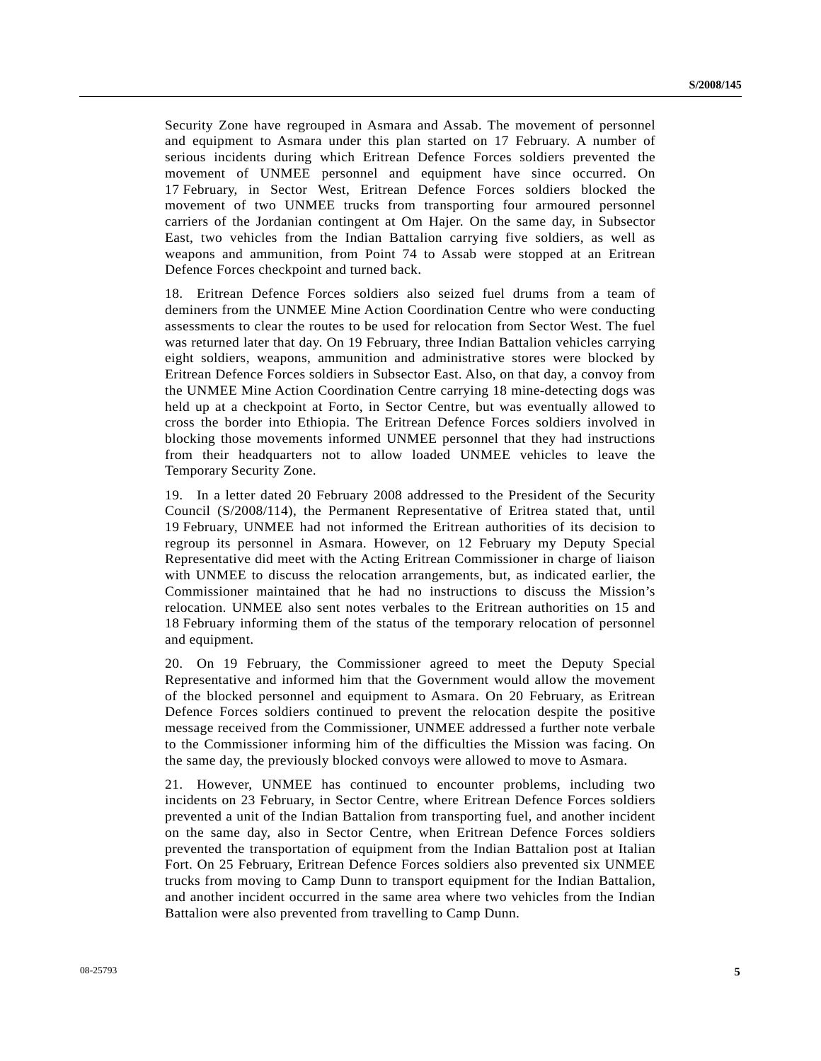Security Zone have regrouped in Asmara and Assab. The movement of personnel and equipment to Asmara under this plan started on 17 February. A number of serious incidents during which Eritrean Defence Forces soldiers prevented the movement of UNMEE personnel and equipment have since occurred. On 17 February, in Sector West, Eritrean Defence Forces soldiers blocked the movement of two UNMEE trucks from transporting four armoured personnel carriers of the Jordanian contingent at Om Hajer. On the same day, in Subsector East, two vehicles from the Indian Battalion carrying five soldiers, as well as weapons and ammunition, from Point 74 to Assab were stopped at an Eritrean Defence Forces checkpoint and turned back.

18. Eritrean Defence Forces soldiers also seized fuel drums from a team of deminers from the UNMEE Mine Action Coordination Centre who were conducting assessments to clear the routes to be used for relocation from Sector West. The fuel was returned later that day. On 19 February, three Indian Battalion vehicles carrying eight soldiers, weapons, ammunition and administrative stores were blocked by Eritrean Defence Forces soldiers in Subsector East. Also, on that day, a convoy from the UNMEE Mine Action Coordination Centre carrying 18 mine-detecting dogs was held up at a checkpoint at Forto, in Sector Centre, but was eventually allowed to cross the border into Ethiopia. The Eritrean Defence Forces soldiers involved in blocking those movements informed UNMEE personnel that they had instructions from their headquarters not to allow loaded UNMEE vehicles to leave the Temporary Security Zone.

19. In a letter dated 20 February 2008 addressed to the President of the Security Council (S/2008/114), the Permanent Representative of Eritrea stated that, until 19 February, UNMEE had not informed the Eritrean authorities of its decision to regroup its personnel in Asmara. However, on 12 February my Deputy Special Representative did meet with the Acting Eritrean Commissioner in charge of liaison with UNMEE to discuss the relocation arrangements, but, as indicated earlier, the Commissioner maintained that he had no instructions to discuss the Mission's relocation. UNMEE also sent notes verbales to the Eritrean authorities on 15 and 18 February informing them of the status of the temporary relocation of personnel and equipment.

20. On 19 February, the Commissioner agreed to meet the Deputy Special Representative and informed him that the Government would allow the movement of the blocked personnel and equipment to Asmara. On 20 February, as Eritrean Defence Forces soldiers continued to prevent the relocation despite the positive message received from the Commissioner, UNMEE addressed a further note verbale to the Commissioner informing him of the difficulties the Mission was facing. On the same day, the previously blocked convoys were allowed to move to Asmara.

21. However, UNMEE has continued to encounter problems, including two incidents on 23 February, in Sector Centre, where Eritrean Defence Forces soldiers prevented a unit of the Indian Battalion from transporting fuel, and another incident on the same day, also in Sector Centre, when Eritrean Defence Forces soldiers prevented the transportation of equipment from the Indian Battalion post at Italian Fort. On 25 February, Eritrean Defence Forces soldiers also prevented six UNMEE trucks from moving to Camp Dunn to transport equipment for the Indian Battalion, and another incident occurred in the same area where two vehicles from the Indian Battalion were also prevented from travelling to Camp Dunn.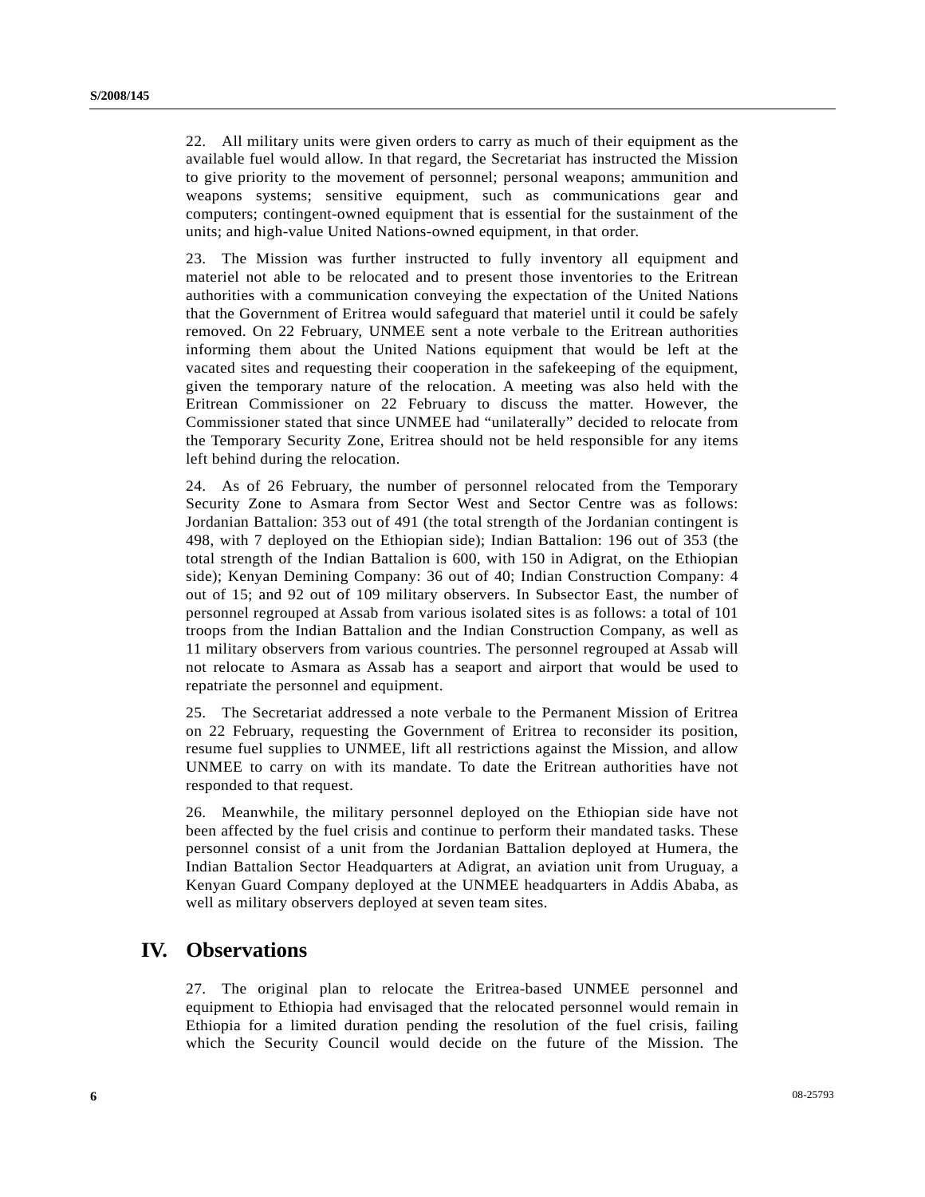22. All military units were given orders to carry as much of their equipment as the available fuel would allow. In that regard, the Secretariat has instructed the Mission to give priority to the movement of personnel; personal weapons; ammunition and weapons systems; sensitive equipment, such as communications gear and computers; contingent-owned equipment that is essential for the sustainment of the units; and high-value United Nations-owned equipment, in that order.

23. The Mission was further instructed to fully inventory all equipment and materiel not able to be relocated and to present those inventories to the Eritrean authorities with a communication conveying the expectation of the United Nations that the Government of Eritrea would safeguard that materiel until it could be safely removed. On 22 February, UNMEE sent a note verbale to the Eritrean authorities informing them about the United Nations equipment that would be left at the vacated sites and requesting their cooperation in the safekeeping of the equipment, given the temporary nature of the relocation. A meeting was also held with the Eritrean Commissioner on 22 February to discuss the matter. However, the Commissioner stated that since UNMEE had "unilaterally" decided to relocate from the Temporary Security Zone, Eritrea should not be held responsible for any items left behind during the relocation.

24. As of 26 February, the number of personnel relocated from the Temporary Security Zone to Asmara from Sector West and Sector Centre was as follows: Jordanian Battalion: 353 out of 491 (the total strength of the Jordanian contingent is 498, with 7 deployed on the Ethiopian side); Indian Battalion: 196 out of 353 (the total strength of the Indian Battalion is 600, with 150 in Adigrat, on the Ethiopian side); Kenyan Demining Company: 36 out of 40; Indian Construction Company: 4 out of 15; and 92 out of 109 military observers. In Subsector East, the number of personnel regrouped at Assab from various isolated sites is as follows: a total of 101 troops from the Indian Battalion and the Indian Construction Company, as well as 11 military observers from various countries. The personnel regrouped at Assab will not relocate to Asmara as Assab has a seaport and airport that would be used to repatriate the personnel and equipment.

25. The Secretariat addressed a note verbale to the Permanent Mission of Eritrea on 22 February, requesting the Government of Eritrea to reconsider its position, resume fuel supplies to UNMEE, lift all restrictions against the Mission, and allow UNMEE to carry on with its mandate. To date the Eritrean authorities have not responded to that request.

26. Meanwhile, the military personnel deployed on the Ethiopian side have not been affected by the fuel crisis and continue to perform their mandated tasks. These personnel consist of a unit from the Jordanian Battalion deployed at Humera, the Indian Battalion Sector Headquarters at Adigrat, an aviation unit from Uruguay, a Kenyan Guard Company deployed at the UNMEE headquarters in Addis Ababa, as well as military observers deployed at seven team sites.

## IV. Observations

27. The original plan to relocate the Eritrea-based UNMEE personnel and equipment to Ethiopia had envisaged that the relocated personnel would remain in Ethiopia for a limited duration pending the resolution of the fuel crisis, failing which the Security Council would decide on the future of the Mission. The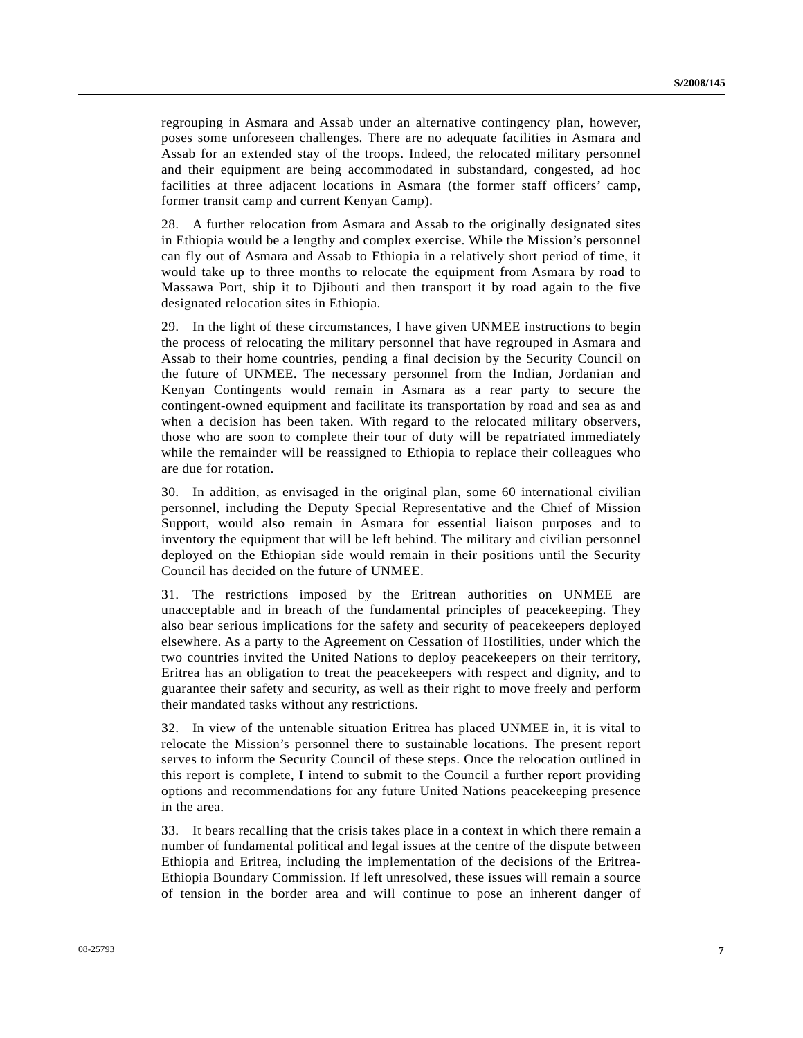regrouping in Asmara and Assab under an alternative contingency plan, however, poses some unforeseen challenges. There are no adequate facilities in Asmara and Assab for an extended stay of the troops. Indeed, the relocated military personnel and their equipment are being accommodated in substandard, congested, ad hoc facilities at three adjacent locations in Asmara (the former staff officers' camp, former transit camp and current Kenyan Camp).

28. A further relocation from Asmara and Assab to the originally designated sites in Ethiopia would be a lengthy and complex exercise. While the Mission's personnel can fly out of Asmara and Assab to Ethiopia in a relatively short period of time, it would take up to three months to relocate the equipment from Asmara by road to Massawa Port, ship it to Djibouti and then transport it by road again to the five designated relocation sites in Ethiopia.

29. In the light of these circumstances, I have given UNMEE instructions to begin the process of relocating the military personnel that have regrouped in Asmara and Assab to their home countries, pending a final decision by the Security Council on the future of UNMEE. The necessary personnel from the Indian, Jordanian and Kenyan Contingents would remain in Asmara as a rear party to secure the contingent-owned equipment and facilitate its transportation by road and sea as and when a decision has been taken. With regard to the relocated military observers, those who are soon to complete their tour of duty will be repatriated immediately while the remainder will be reassigned to Ethiopia to replace their colleagues who are due for rotation.

30. In addition, as envisaged in the original plan, some 60 international civilian personnel, including the Deputy Special Representative and the Chief of Mission Support, would also remain in Asmara for essential liaison purposes and to inventory the equipment that will be left behind. The military and civilian personnel deployed on the Ethiopian side would remain in their positions until the Security Council has decided on the future of UNMEE.

31. The restrictions imposed by the Eritrean authorities on UNMEE are unacceptable and in breach of the fundamental principles of peacekeeping. They also bear serious implications for the safety and security of peacekeepers deployed elsewhere. As a party to the Agreement on Cessation of Hostilities, under which the two countries invited the United Nations to deploy peacekeepers on their territory, Eritrea has an obligation to treat the peacekeepers with respect and dignity, and to guarantee their safety and security, as well as their right to move freely and perform their mandated tasks without any restrictions.

32. In view of the untenable situation Eritrea has placed UNMEE in, it is vital to relocate the Mission's personnel there to sustainable locations. The present report serves to inform the Security Council of these steps. Once the relocation outlined in this report is complete, I intend to submit to the Council a further report providing options and recommendations for any future United Nations peacekeeping presence in the area.

33. It bears recalling that the crisis takes place in a context in which there remain a number of fundamental political and legal issues at the centre of the dispute between Ethiopia and Eritrea, including the implementation of the decisions of the Eritrea-Ethiopia Boundary Commission. If left unresolved, these issues will remain a source of tension in the border area and will continue to pose an inherent danger of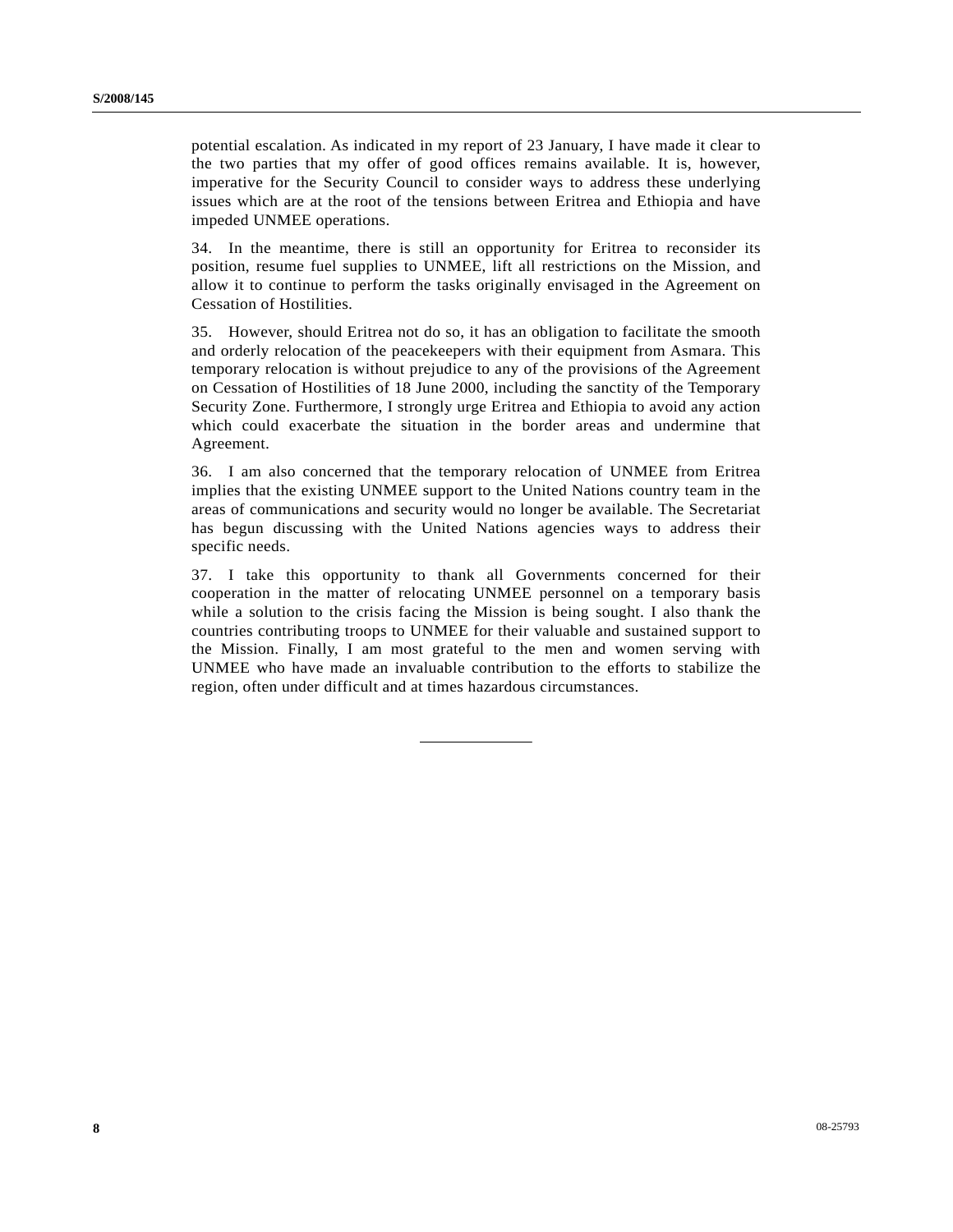potential escalation. As indicated in my report of 23 January, I have made it clear to the two parties that my offer of good offices remains available. It is, however, imperative for the Security Council to consider ways to address these underlying issues which are at the root of the tensions between Eritrea and Ethiopia and have impeded UNMEE operations.

34. In the meantime, there is still an opportunity for Eritrea to reconsider its position, resume fuel supplies to UNMEE, lift all restrictions on the Mission, and allow it to continue to perform the tasks originally envisaged in the Agreement on Cessation of Hostilities.

35. However, should Eritrea not do so, it has an obligation to facilitate the smooth and orderly relocation of the peacekeepers with their equipment from Asmara. This temporary relocation is without prejudice to any of the provisions of the Agreement on Cessation of Hostilities of 18 June 2000, including the sanctity of the Temporary Security Zone. Furthermore, I strongly urge Eritrea and Ethiopia to avoid any action which could exacerbate the situation in the border areas and undermine that Agreement.

36. I am also concerned that the temporary relocation of UNMEE from Eritrea implies that the existing UNMEE support to the United Nations country team in the areas of communications and security would no longer be available. The Secretariat has begun discussing with the United Nations agencies ways to address their specific needs.

37. I take this opportunity to thank all Governments concerned for their cooperation in the matter of relocating UNMEE personnel on a temporary basis while a solution to the crisis facing the Mission is being sought. I also thank the countries contributing troops to UNMEE for their valuable and sustained support to the Mission. Finally, I am most grateful to the men and women serving with UNMEE who have made an invaluable contribution to the efforts to stabilize the region, often under difficult and at times hazardous circumstances.